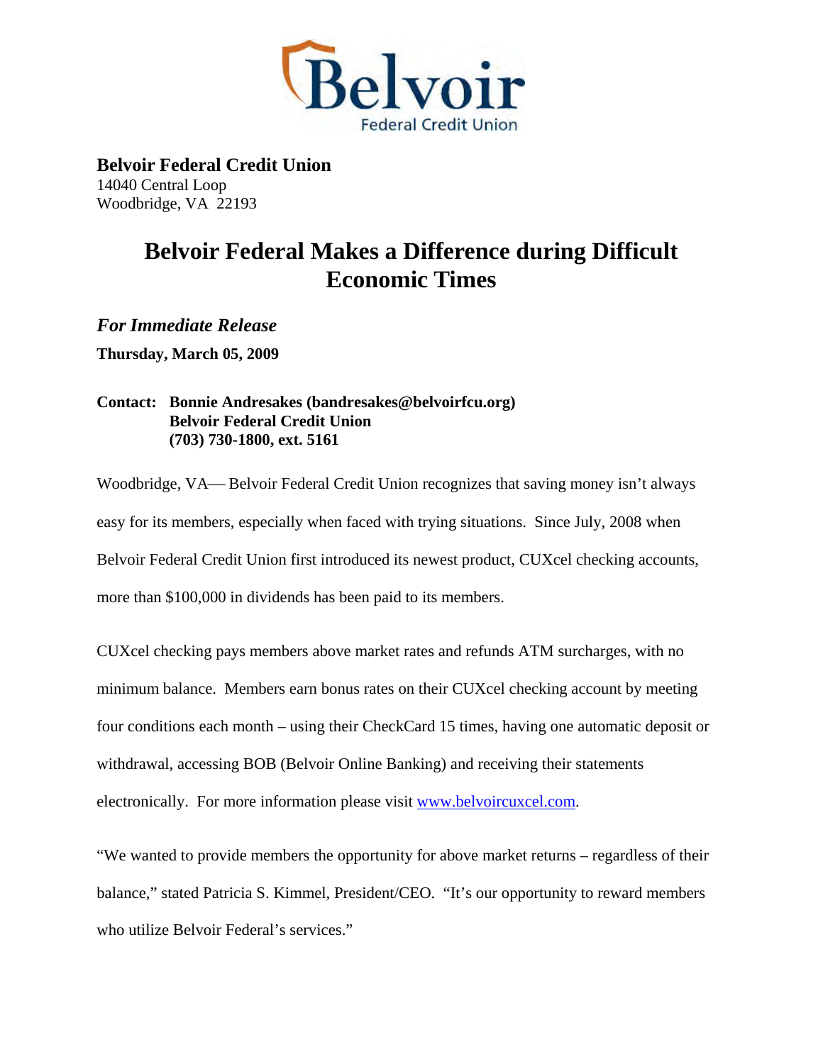**Belvoir Federal Credit Union**
14040 Central Loop
Woodbridge, VA 22193

# Belvoir Federal Makes a Difference during Difficult Economic Times

***For Immediate Release***

**Thursday, March 05, 2009**

**Contact: Bonnie Andresakes (bandresakes@belvoirfcu.org)**
**Belvoir Federal Credit Union**
**(703) 730-1800, ext. 5161**

Woodbridge, VA— Belvoir Federal Credit Union recognizes that saving money isn't always easy for its members, especially when faced with trying situations. Since July, 2008 when Belvoir Federal Credit Union first introduced its newest product, CUXcel checking accounts, more than $100,000 in dividends has been paid to its members.

CUXcel checking pays members above market rates and refunds ATM surcharges, with no minimum balance. Members earn bonus rates on their CUXcel checking account by meeting four conditions each month – using their CheckCard 15 times, having one automatic deposit or withdrawal, accessing BOB (Belvoir Online Banking) and receiving their statements electronically. For more information please visit [www.belvoircuxcel.com](http://www.belvoircuxcel.com).

"We wanted to provide members the opportunity for above market returns – regardless of their balance," stated Patricia S. Kimmel, President/CEO. "It's our opportunity to reward members who utilize Belvoir Federal's services."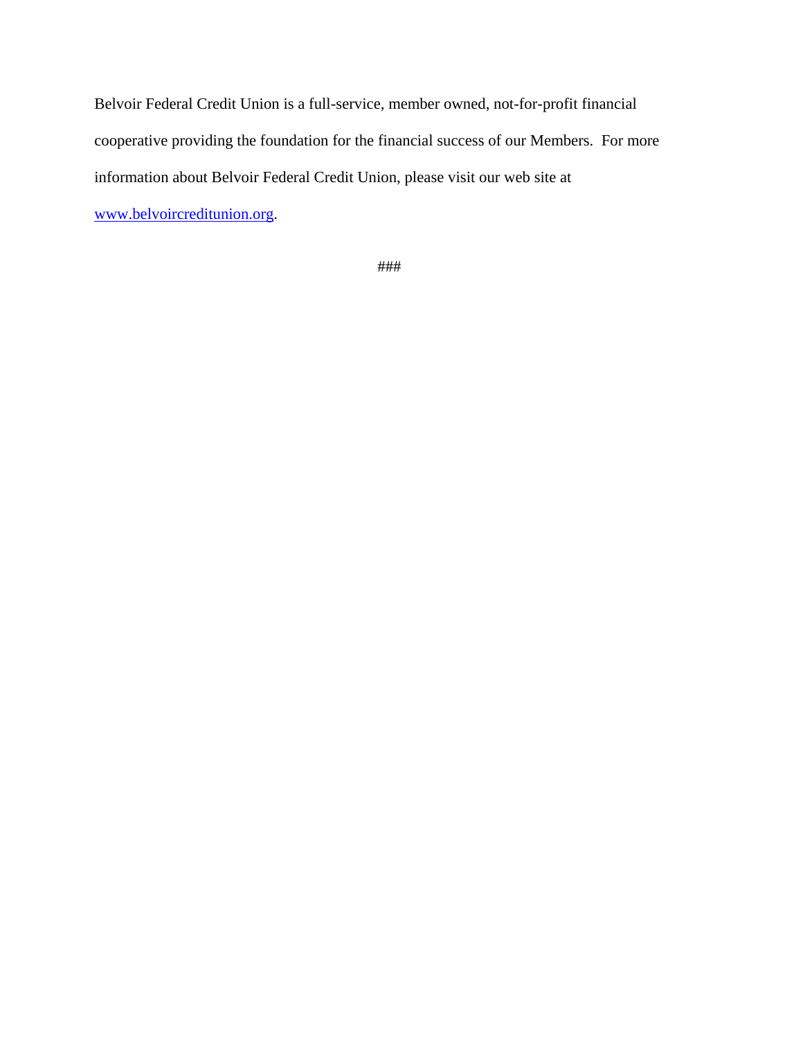Belvoir Federal Credit Union is a full-service, member owned, not-for-profit financial cooperative providing the foundation for the financial success of our Members. For more information about Belvoir Federal Credit Union, please visit our web site at www.belvoircreditunion.org.

###